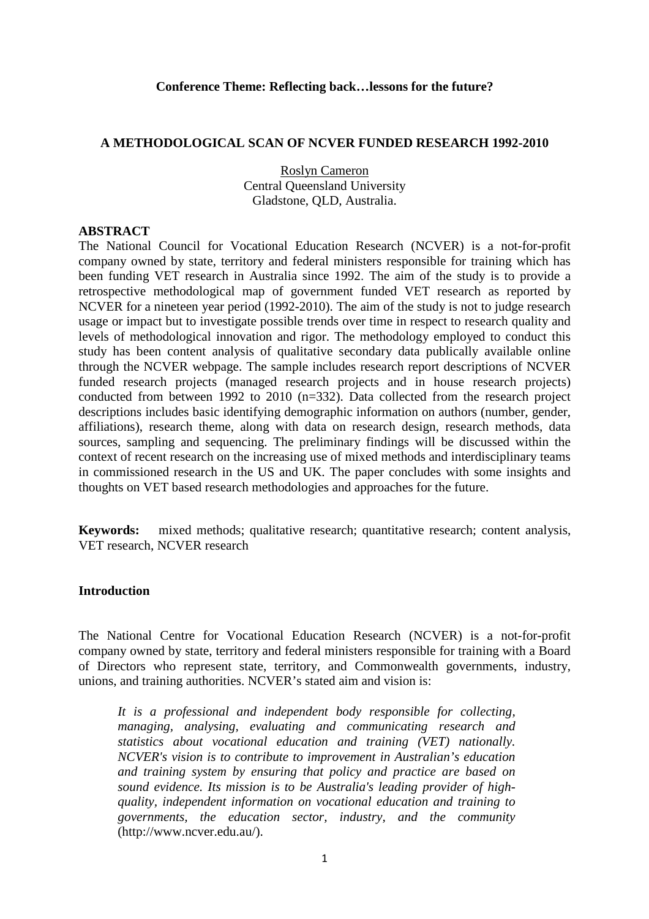**Conference Theme: Reflecting back…lessons for the future?**

# A METHODOLOGICAL SCAN OF NCVER FUNDED RESEARCH 1992-2010

Roslyn Cameron
Central Queensland University
Gladstone, QLD, Australia.

## ABSTRACT

The National Council for Vocational Education Research (NCVER) is a not-for-profit company owned by state, territory and federal ministers responsible for training which has been funding VET research in Australia since 1992. The aim of the study is to provide a retrospective methodological map of government funded VET research as reported by NCVER for a nineteen year period (1992-2010). The aim of the study is not to judge research usage or impact but to investigate possible trends over time in respect to research quality and levels of methodological innovation and rigor. The methodology employed to conduct this study has been content analysis of qualitative secondary data publically available online through the NCVER webpage. The sample includes research report descriptions of NCVER funded research projects (managed research projects and in house research projects) conducted from between 1992 to 2010 (n=332). Data collected from the research project descriptions includes basic identifying demographic information on authors (number, gender, affiliations), research theme, along with data on research design, research methods, data sources, sampling and sequencing. The preliminary findings will be discussed within the context of recent research on the increasing use of mixed methods and interdisciplinary teams in commissioned research in the US and UK. The paper concludes with some insights and thoughts on VET based research methodologies and approaches for the future.

**Keywords:** mixed methods; qualitative research; quantitative research; content analysis, VET research, NCVER research

## Introduction

The National Centre for Vocational Education Research (NCVER) is a not-for-profit company owned by state, territory and federal ministers responsible for training with a Board of Directors who represent state, territory, and Commonwealth governments, industry, unions, and training authorities. NCVER's stated aim and vision is:

> *It is a professional and independent body responsible for collecting, managing, analysing, evaluating and communicating research and statistics about vocational education and training (VET) nationally. NCVER's vision is to contribute to improvement in Australian's education and training system by ensuring that policy and practice are based on sound evidence. Its mission is to be Australia's leading provider of high-quality, independent information on vocational education and training to governments, the education sector, industry, and the community* (http://www.ncver.edu.au/).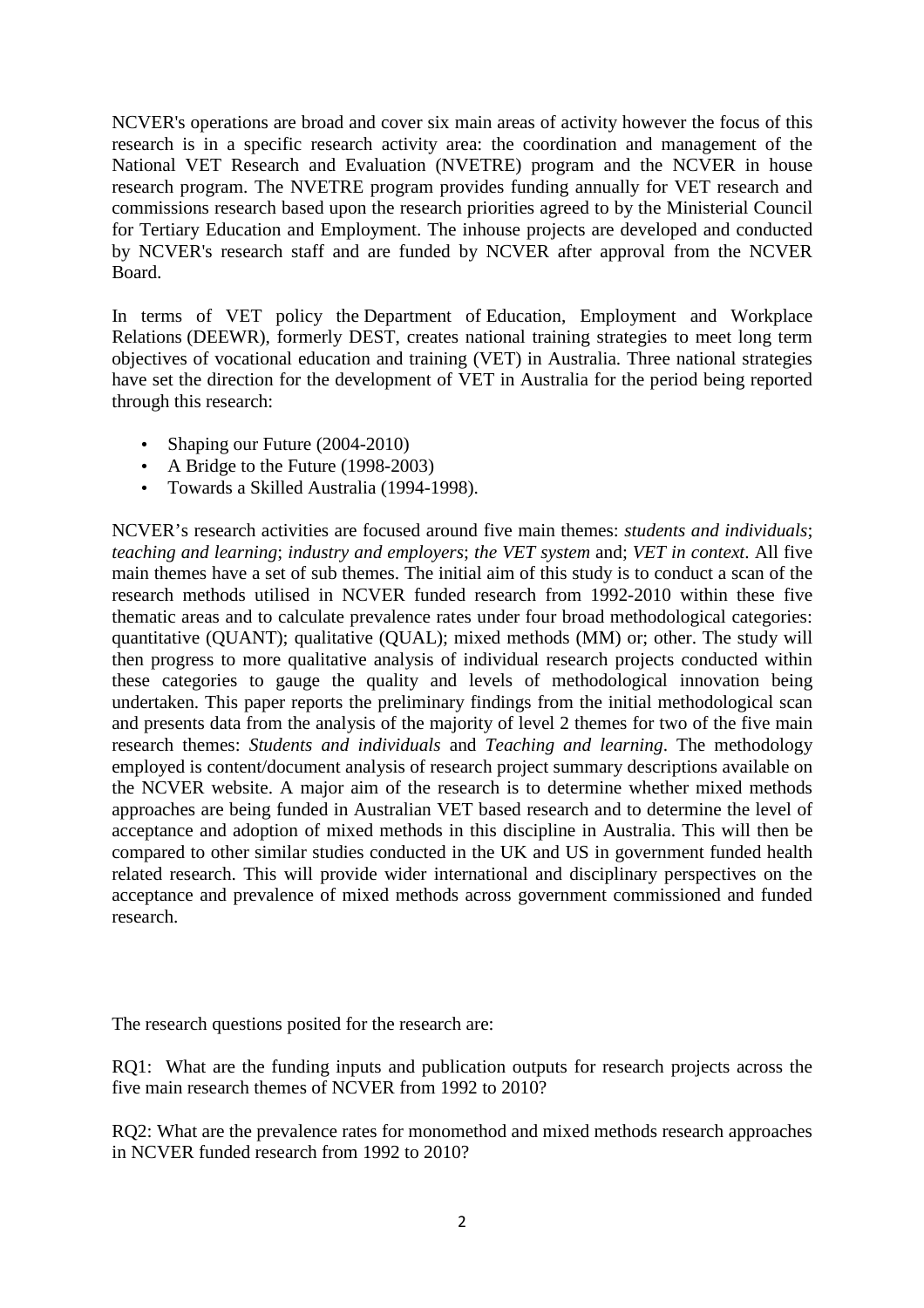NCVER's operations are broad and cover six main areas of activity however the focus of this research is in a specific research activity area: the coordination and management of the National VET Research and Evaluation (NVETRE) program and the NCVER in house research program. The NVETRE program provides funding annually for VET research and commissions research based upon the research priorities agreed to by the Ministerial Council for Tertiary Education and Employment. The inhouse projects are developed and conducted by NCVER's research staff and are funded by NCVER after approval from the NCVER Board.

In terms of VET policy the Department of Education, Employment and Workplace Relations (DEEWR), formerly DEST, creates national training strategies to meet long term objectives of vocational education and training (VET) in Australia. Three national strategies have set the direction for the development of VET in Australia for the period being reported through this research:

- Shaping our Future (2004-2010)
- A Bridge to the Future (1998-2003)
- Towards a Skilled Australia (1994-1998).

NCVER's research activities are focused around five main themes: *students and individuals*; *teaching and learning*; *industry and employers*; *the VET system* and; *VET in context*. All five main themes have a set of sub themes. The initial aim of this study is to conduct a scan of the research methods utilised in NCVER funded research from 1992-2010 within these five thematic areas and to calculate prevalence rates under four broad methodological categories: quantitative (QUANT); qualitative (QUAL); mixed methods (MM) or; other. The study will then progress to more qualitative analysis of individual research projects conducted within these categories to gauge the quality and levels of methodological innovation being undertaken. This paper reports the preliminary findings from the initial methodological scan and presents data from the analysis of the majority of level 2 themes for two of the five main research themes: *Students and individuals* and *Teaching and learning*. The methodology employed is content/document analysis of research project summary descriptions available on the NCVER website. A major aim of the research is to determine whether mixed methods approaches are being funded in Australian VET based research and to determine the level of acceptance and adoption of mixed methods in this discipline in Australia. This will then be compared to other similar studies conducted in the UK and US in government funded health related research. This will provide wider international and disciplinary perspectives on the acceptance and prevalence of mixed methods across government commissioned and funded research.

The research questions posited for the research are:

RQ1: What are the funding inputs and publication outputs for research projects across the five main research themes of NCVER from 1992 to 2010?

RQ2: What are the prevalence rates for monomethod and mixed methods research approaches in NCVER funded research from 1992 to 2010?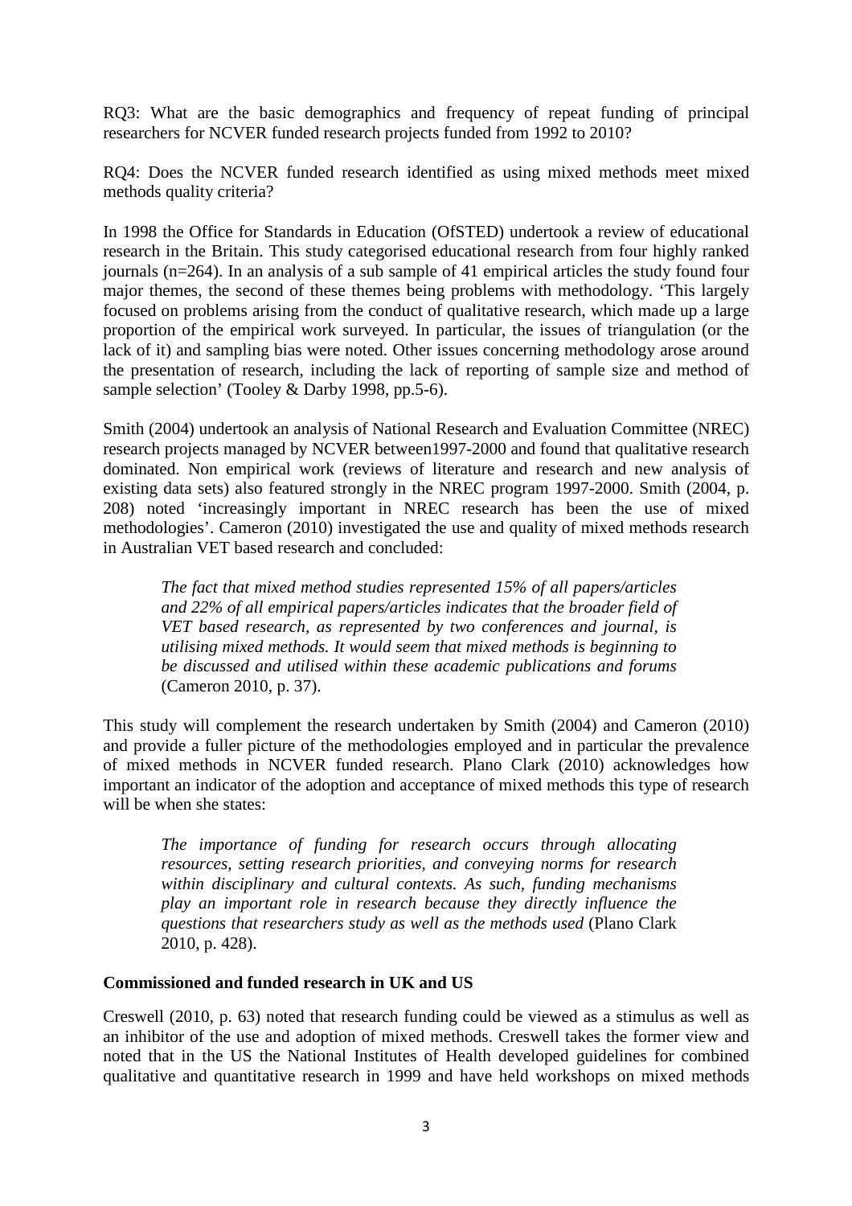RQ3: What are the basic demographics and frequency of repeat funding of principal researchers for NCVER funded research projects funded from 1992 to 2010?

RQ4: Does the NCVER funded research identified as using mixed methods meet mixed methods quality criteria?

In 1998 the Office for Standards in Education (OfSTED) undertook a review of educational research in the Britain. This study categorised educational research from four highly ranked journals (n=264). In an analysis of a sub sample of 41 empirical articles the study found four major themes, the second of these themes being problems with methodology. 'This largely focused on problems arising from the conduct of qualitative research, which made up a large proportion of the empirical work surveyed. In particular, the issues of triangulation (or the lack of it) and sampling bias were noted. Other issues concerning methodology arose around the presentation of research, including the lack of reporting of sample size and method of sample selection' (Tooley & Darby 1998, pp.5-6).

Smith (2004) undertook an analysis of National Research and Evaluation Committee (NREC) research projects managed by NCVER between1997-2000 and found that qualitative research dominated. Non empirical work (reviews of literature and research and new analysis of existing data sets) also featured strongly in the NREC program 1997-2000. Smith (2004, p. 208) noted 'increasingly important in NREC research has been the use of mixed methodologies'. Cameron (2010) investigated the use and quality of mixed methods research in Australian VET based research and concluded:

> *The fact that mixed method studies represented 15% of all papers/articles and 22% of all empirical papers/articles indicates that the broader field of VET based research, as represented by two conferences and journal, is utilising mixed methods. It would seem that mixed methods is beginning to be discussed and utilised within these academic publications and forums* (Cameron 2010, p. 37).

This study will complement the research undertaken by Smith (2004) and Cameron (2010) and provide a fuller picture of the methodologies employed and in particular the prevalence of mixed methods in NCVER funded research. Plano Clark (2010) acknowledges how important an indicator of the adoption and acceptance of mixed methods this type of research will be when she states:

> *The importance of funding for research occurs through allocating resources, setting research priorities, and conveying norms for research within disciplinary and cultural contexts. As such, funding mechanisms play an important role in research because they directly influence the questions that researchers study as well as the methods used* (Plano Clark 2010, p. 428).

**Commissioned and funded research in UK and US**

Creswell (2010, p. 63) noted that research funding could be viewed as a stimulus as well as an inhibitor of the use and adoption of mixed methods. Creswell takes the former view and noted that in the US the National Institutes of Health developed guidelines for combined qualitative and quantitative research in 1999 and have held workshops on mixed methods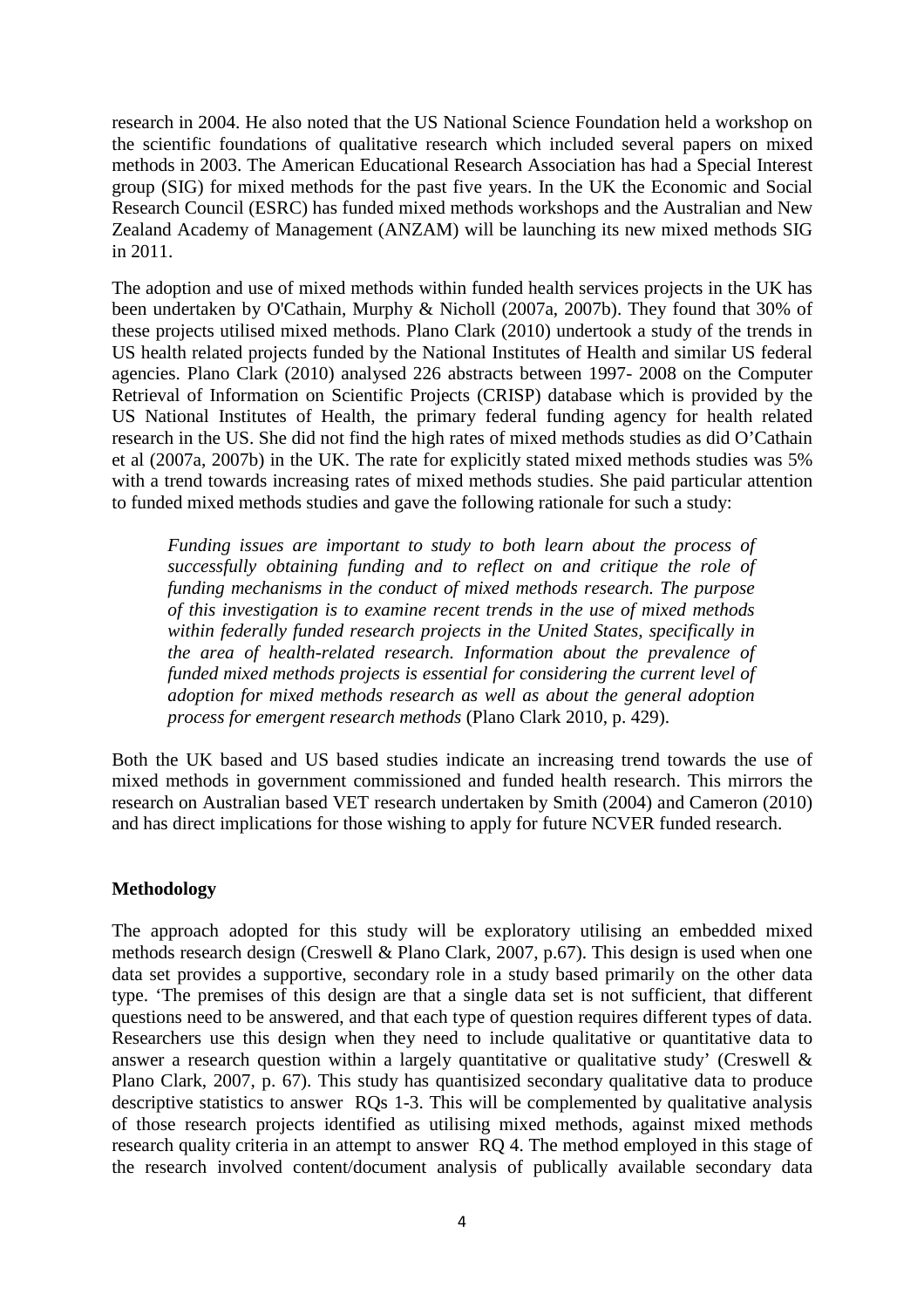research in 2004. He also noted that the US National Science Foundation held a workshop on the scientific foundations of qualitative research which included several papers on mixed methods in 2003. The American Educational Research Association has had a Special Interest group (SIG) for mixed methods for the past five years. In the UK the Economic and Social Research Council (ESRC) has funded mixed methods workshops and the Australian and New Zealand Academy of Management (ANZAM) will be launching its new mixed methods SIG in 2011.

The adoption and use of mixed methods within funded health services projects in the UK has been undertaken by O'Cathain, Murphy & Nicholl (2007a, 2007b). They found that 30% of these projects utilised mixed methods. Plano Clark (2010) undertook a study of the trends in US health related projects funded by the National Institutes of Health and similar US federal agencies. Plano Clark (2010) analysed 226 abstracts between 1997- 2008 on the Computer Retrieval of Information on Scientific Projects (CRISP) database which is provided by the US National Institutes of Health, the primary federal funding agency for health related research in the US. She did not find the high rates of mixed methods studies as did O'Cathain et al (2007a, 2007b) in the UK. The rate for explicitly stated mixed methods studies was 5% with a trend towards increasing rates of mixed methods studies. She paid particular attention to funded mixed methods studies and gave the following rationale for such a study:

> *Funding issues are important to study to both learn about the process of successfully obtaining funding and to reflect on and critique the role of funding mechanisms in the conduct of mixed methods research. The purpose of this investigation is to examine recent trends in the use of mixed methods within federally funded research projects in the United States, specifically in the area of health-related research. Information about the prevalence of funded mixed methods projects is essential for considering the current level of adoption for mixed methods research as well as about the general adoption process for emergent research methods* (Plano Clark 2010, p. 429).

Both the UK based and US based studies indicate an increasing trend towards the use of mixed methods in government commissioned and funded health research. This mirrors the research on Australian based VET research undertaken by Smith (2004) and Cameron (2010) and has direct implications for those wishing to apply for future NCVER funded research.

## Methodology

The approach adopted for this study will be exploratory utilising an embedded mixed methods research design (Creswell & Plano Clark, 2007, p.67). This design is used when one data set provides a supportive, secondary role in a study based primarily on the other data type. 'The premises of this design are that a single data set is not sufficient, that different questions need to be answered, and that each type of question requires different types of data. Researchers use this design when they need to include qualitative or quantitative data to answer a research question within a largely quantitative or qualitative study' (Creswell & Plano Clark, 2007, p. 67). This study has quantisized secondary qualitative data to produce descriptive statistics to answer RQs 1-3. This will be complemented by qualitative analysis of those research projects identified as utilising mixed methods, against mixed methods research quality criteria in an attempt to answer RQ 4. The method employed in this stage of the research involved content/document analysis of publically available secondary data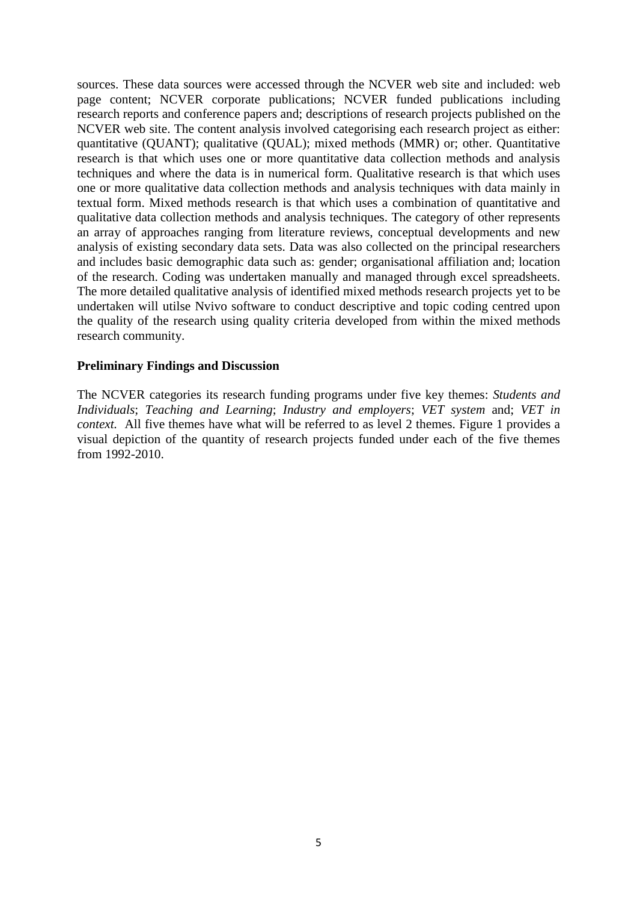sources. These data sources were accessed through the NCVER web site and included: web page content; NCVER corporate publications; NCVER funded publications including research reports and conference papers and; descriptions of research projects published on the NCVER web site. The content analysis involved categorising each research project as either: quantitative (QUANT); qualitative (QUAL); mixed methods (MMR) or; other. Quantitative research is that which uses one or more quantitative data collection methods and analysis techniques and where the data is in numerical form. Qualitative research is that which uses one or more qualitative data collection methods and analysis techniques with data mainly in textual form. Mixed methods research is that which uses a combination of quantitative and qualitative data collection methods and analysis techniques. The category of other represents an array of approaches ranging from literature reviews, conceptual developments and new analysis of existing secondary data sets. Data was also collected on the principal researchers and includes basic demographic data such as: gender; organisational affiliation and; location of the research. Coding was undertaken manually and managed through excel spreadsheets. The more detailed qualitative analysis of identified mixed methods research projects yet to be undertaken will utilse Nvivo software to conduct descriptive and topic coding centred upon the quality of the research using quality criteria developed from within the mixed methods research community.

**Preliminary Findings and Discussion**

The NCVER categories its research funding programs under five key themes: *Students and Individuals*; *Teaching and Learning*; *Industry and employers*; *VET system* and; *VET in context.* All five themes have what will be referred to as level 2 themes. Figure 1 provides a visual depiction of the quantity of research projects funded under each of the five themes from 1992-2010.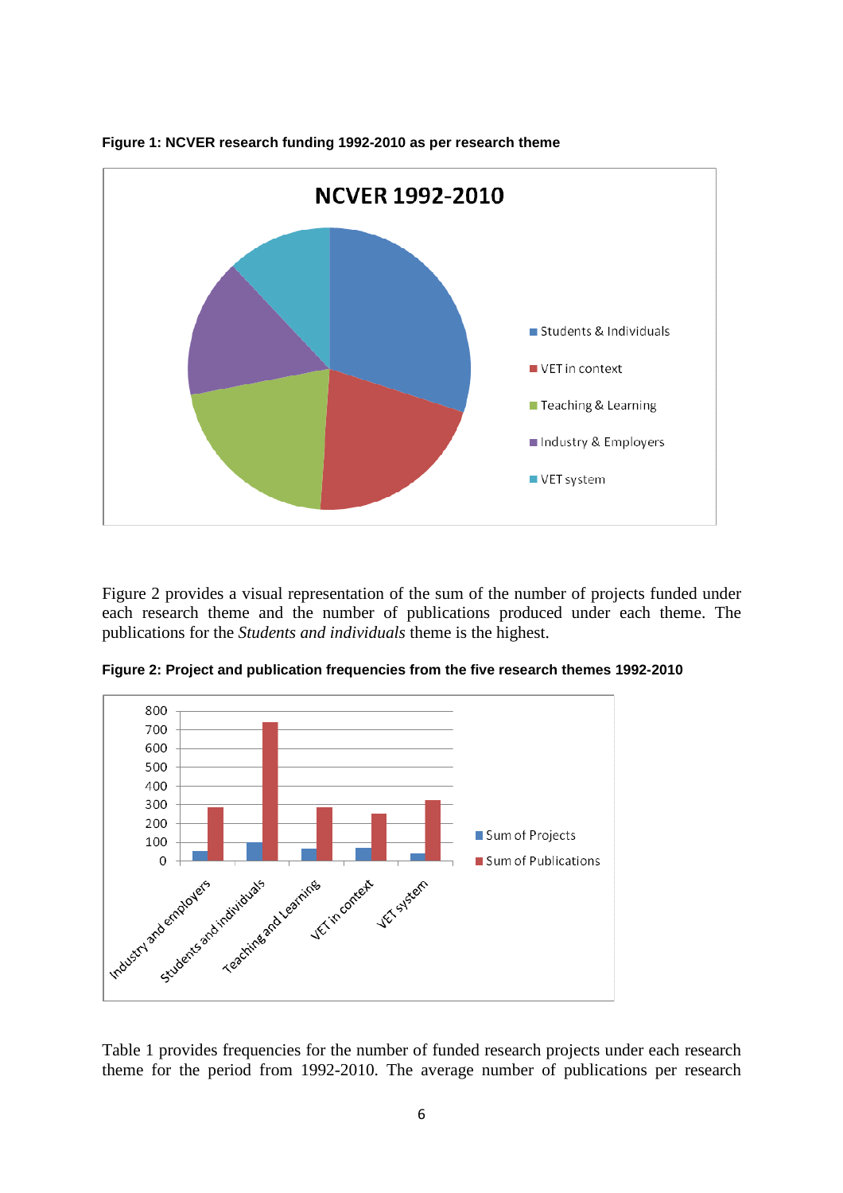**Figure 1: NCVER research funding 1992-2010 as per research theme**

Figure 2 provides a visual representation of the sum of the number of projects funded under each research theme and the number of publications produced under each theme. The publications for the *Students and individuals* theme is the highest.

**Figure 2: Project and publication frequencies from the five research themes 1992-2010**

Table 1 provides frequencies for the number of funded research projects under each research theme for the period from 1992-2010. The average number of publications per research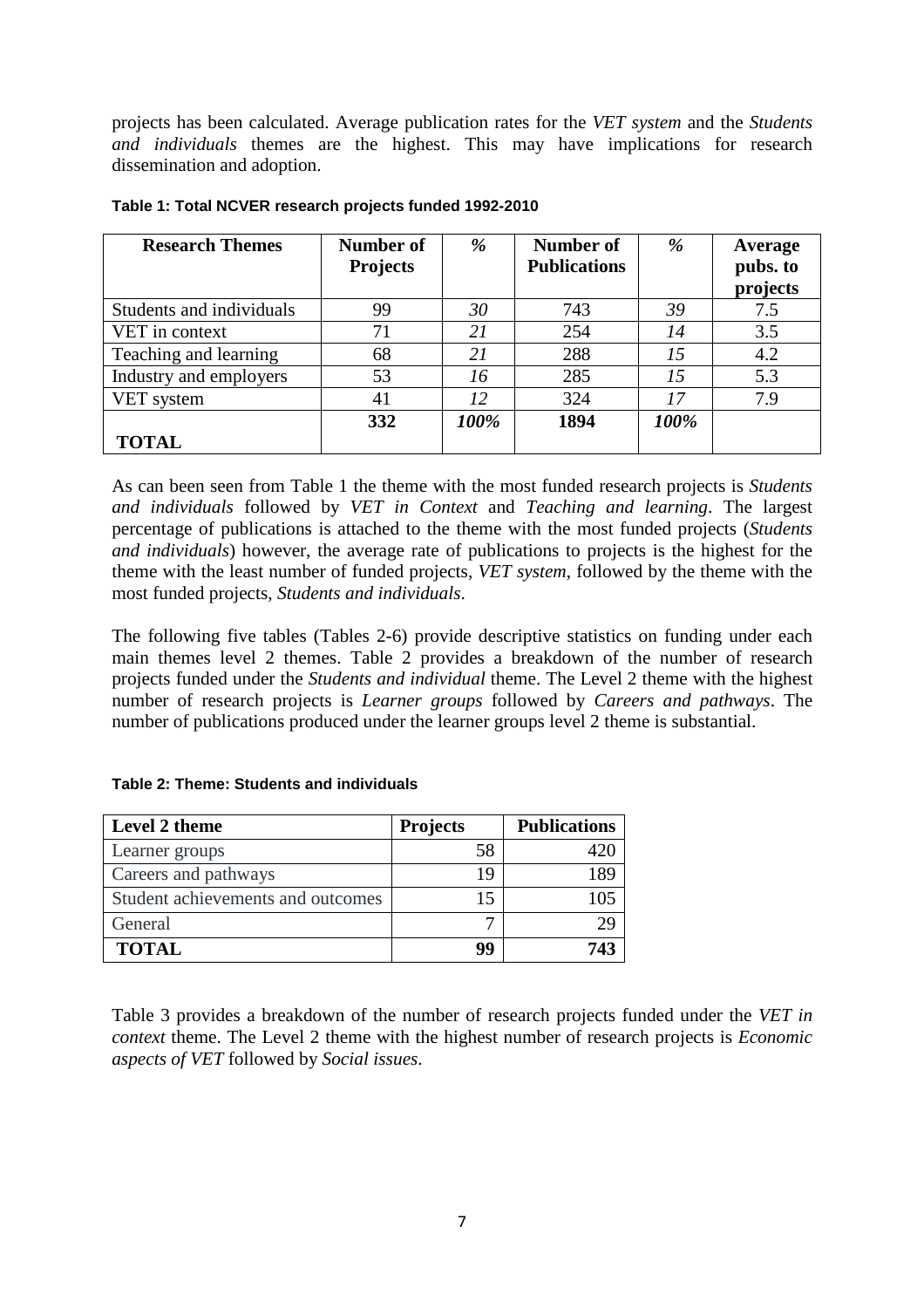projects has been calculated. Average publication rates for the *VET system* and the *Students and individuals* themes are the highest. This may have implications for research dissemination and adoption.

**Table 1: Total NCVER research projects funded 1992-2010**

| Research Themes | Number of Projects | % | Number of Publications | % | Average pubs. to projects |
|---|---|---|---|---|---|
| Students and individuals | 99 | *30* | 743 | *39* | 7.5 |
| VET in context | 71 | *21* | 254 | *14* | 3.5 |
| Teaching and learning | 68 | *21* | 288 | *15* | 4.2 |
| Industry and employers | 53 | *16* | 285 | *15* | 5.3 |
| VET system | 41 | *12* | 324 | *17* | 7.9 |
| **TOTAL** | **332** | ***100%*** | **1894** | ***100%*** | |

As can been seen from Table 1 the theme with the most funded research projects is *Students and individuals* followed by *VET in Context* and *Teaching and learning*. The largest percentage of publications is attached to the theme with the most funded projects (*Students and individuals*) however, the average rate of publications to projects is the highest for the theme with the least number of funded projects, *VET system*, followed by the theme with the most funded projects, *Students and individuals*.

The following five tables (Tables 2-6) provide descriptive statistics on funding under each main themes level 2 themes. Table 2 provides a breakdown of the number of research projects funded under the *Students and individual* theme. The Level 2 theme with the highest number of research projects is *Learner groups* followed by *Careers and pathways*. The number of publications produced under the learner groups level 2 theme is substantial.

**Table 2: Theme: Students and individuals**

| Level 2 theme | Projects | Publications |
|---|---|---|
| Learner groups | 58 | 420 |
| Careers and pathways | 19 | 189 |
| Student achievements and outcomes | 15 | 105 |
| General | 7 | 29 |
| **TOTAL** | **99** | **743** |

Table 3 provides a breakdown of the number of research projects funded under the *VET in context* theme. The Level 2 theme with the highest number of research projects is *Economic aspects of VET* followed by *Social issues*.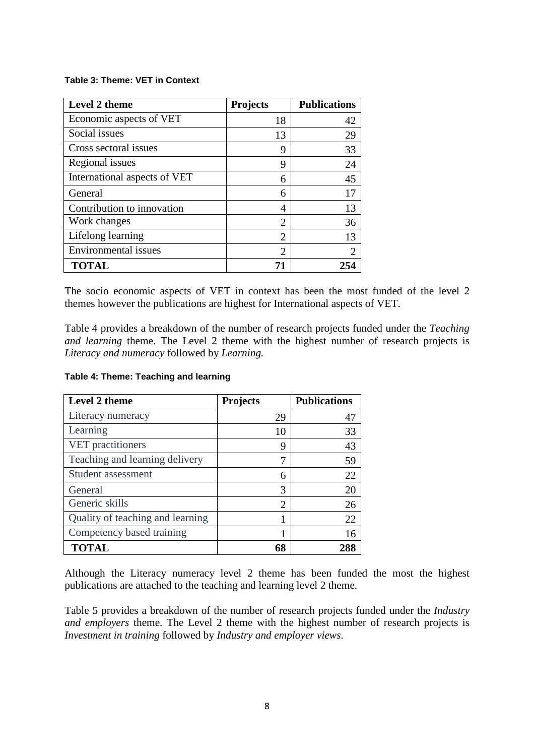**Table 3: Theme: VET in Context**

| Level 2 theme | Projects | Publications |
|---|---|---|
| Economic aspects of VET | 18 | 42 |
| Social issues | 13 | 29 |
| Cross sectoral issues | 9 | 33 |
| Regional issues | 9 | 24 |
| International aspects of VET | 6 | 45 |
| General | 6 | 17 |
| Contribution to innovation | 4 | 13 |
| Work changes | 2 | 36 |
| Lifelong learning | 2 | 13 |
| Environmental issues | 2 | 2 |
| **TOTAL** | **71** | **254** |

The socio economic aspects of VET in context has been the most funded of the level 2 themes however the publications are highest for International aspects of VET.

Table 4 provides a breakdown of the number of research projects funded under the *Teaching and learning* theme. The Level 2 theme with the highest number of research projects is *Literacy and numeracy* followed by *Learning.*

**Table 4: Theme: Teaching and learning**

| Level 2 theme | Projects | Publications |
|---|---|---|
| Literacy numeracy | 29 | 47 |
| Learning | 10 | 33 |
| VET practitioners | 9 | 43 |
| Teaching and learning delivery | 7 | 59 |
| Student assessment | 6 | 22 |
| General | 3 | 20 |
| Generic skills | 2 | 26 |
| Quality of teaching and learning | 1 | 22 |
| Competency based training | 1 | 16 |
| **TOTAL** | **68** | **288** |

Although the Literacy numeracy level 2 theme has been funded the most the highest publications are attached to the teaching and learning level 2 theme.

Table 5 provides a breakdown of the number of research projects funded under the *Industry and employers* theme. The Level 2 theme with the highest number of research projects is *Investment in training* followed by *Industry and employer views*.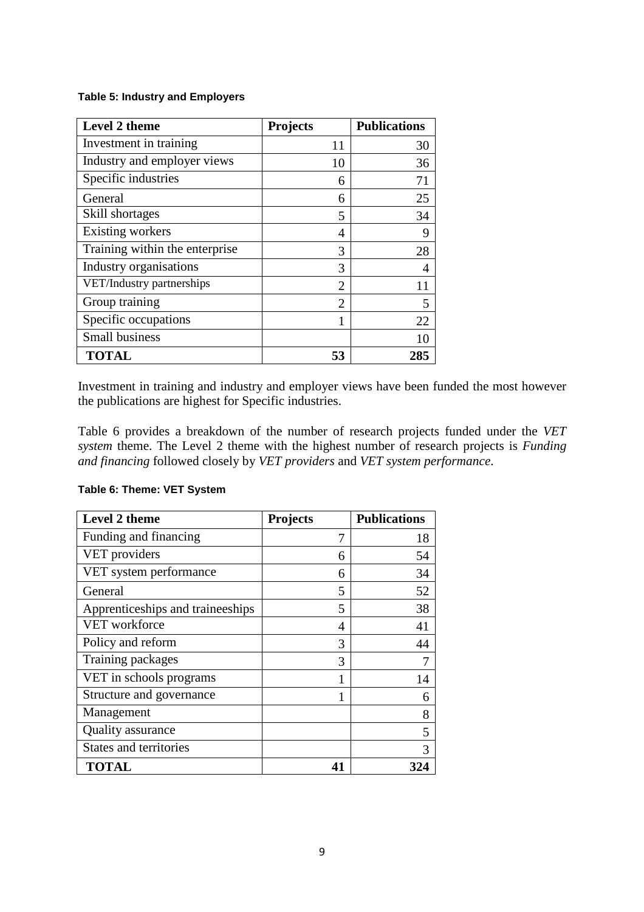**Table 5: Industry and Employers**

| Level 2 theme | Projects | Publications |
|---|---|---|
| Investment in training | 11 | 30 |
| Industry and employer views | 10 | 36 |
| Specific industries | 6 | 71 |
| General | 6 | 25 |
| Skill shortages | 5 | 34 |
| Existing workers | 4 | 9 |
| Training within the enterprise | 3 | 28 |
| Industry organisations | 3 | 4 |
| VET/Industry partnerships | 2 | 11 |
| Group training | 2 | 5 |
| Specific occupations | 1 | 22 |
| Small business | | 10 |
| **TOTAL** | **53** | **285** |

Investment in training and industry and employer views have been funded the most however the publications are highest for Specific industries.

Table 6 provides a breakdown of the number of research projects funded under the *VET system* theme. The Level 2 theme with the highest number of research projects is *Funding and financing* followed closely by *VET providers* and *VET system performance*.

**Table 6: Theme: VET System**

| Level 2 theme | Projects | Publications |
|---|---|---|
| Funding and financing | 7 | 18 |
| VET providers | 6 | 54 |
| VET system performance | 6 | 34 |
| General | 5 | 52 |
| Apprenticeships and traineeships | 5 | 38 |
| VET workforce | 4 | 41 |
| Policy and reform | 3 | 44 |
| Training packages | 3 | 7 |
| VET in schools programs | 1 | 14 |
| Structure and governance | 1 | 6 |
| Management | | 8 |
| Quality assurance | | 5 |
| States and territories | | 3 |
| **TOTAL** | **41** | **324** |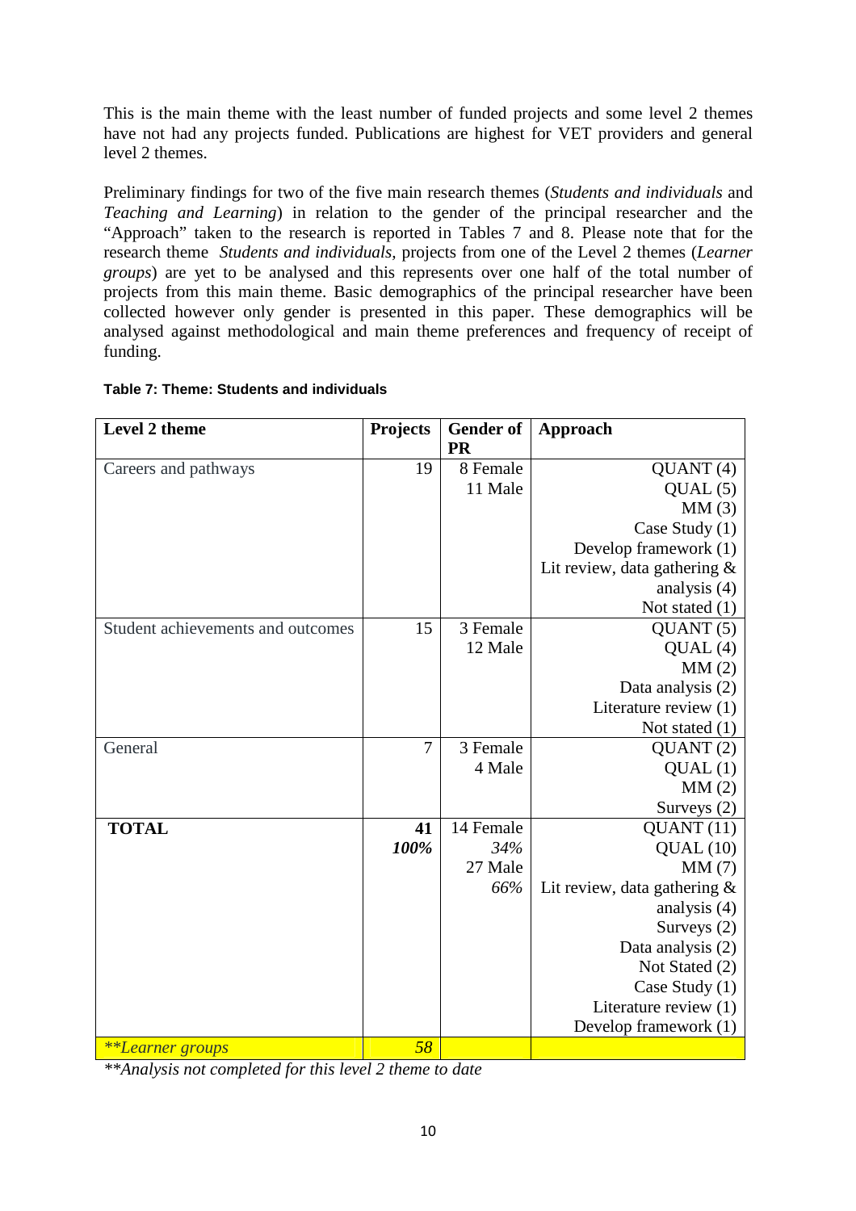This is the main theme with the least number of funded projects and some level 2 themes have not had any projects funded. Publications are highest for VET providers and general level 2 themes.

Preliminary findings for two of the five main research themes (*Students and individuals* and *Teaching and Learning*) in relation to the gender of the principal researcher and the "Approach" taken to the research is reported in Tables 7 and 8. Please note that for the research theme *Students and individuals*, projects from one of the Level 2 themes (*Learner groups*) are yet to be analysed and this represents over one half of the total number of projects from this main theme. Basic demographics of the principal researcher have been collected however only gender is presented in this paper. These demographics will be analysed against methodological and main theme preferences and frequency of receipt of funding.

**Table 7: Theme: Students and individuals**

| Level 2 theme | Projects | Gender of PR | Approach |
|---|---|---|---|
| Careers and pathways | 19 | 8 Female<br>11 Male | QUANT (4)<br>QUAL (5)<br>MM (3)<br>Case Study (1)<br>Develop framework (1)<br>Lit review, data gathering & analysis (4)<br>Not stated (1) |
| Student achievements and outcomes | 15 | 3 Female<br>12 Male | QUANT (5)<br>QUAL (4)<br>MM (2)<br>Data analysis (2)<br>Literature review (1)<br>Not stated (1) |
| General | 7 | 3 Female<br>4 Male | QUANT (2)<br>QUAL (1)<br>MM (2)<br>Surveys (2) |
| **TOTAL** | **41**<br>***100%*** | 14 Female<br>*34%*<br>27 Male<br>*66%* | QUANT (11)<br>QUAL (10)<br>MM (7)<br>Lit review, data gathering & analysis (4)<br>Surveys (2)<br>Data analysis (2)<br>Not Stated (2)<br>Case Study (1)<br>Literature review (1)<br>Develop framework (1) |
| *\*\*Learner groups* | *58* | | |

*\*\*Analysis not completed for this level 2 theme to date*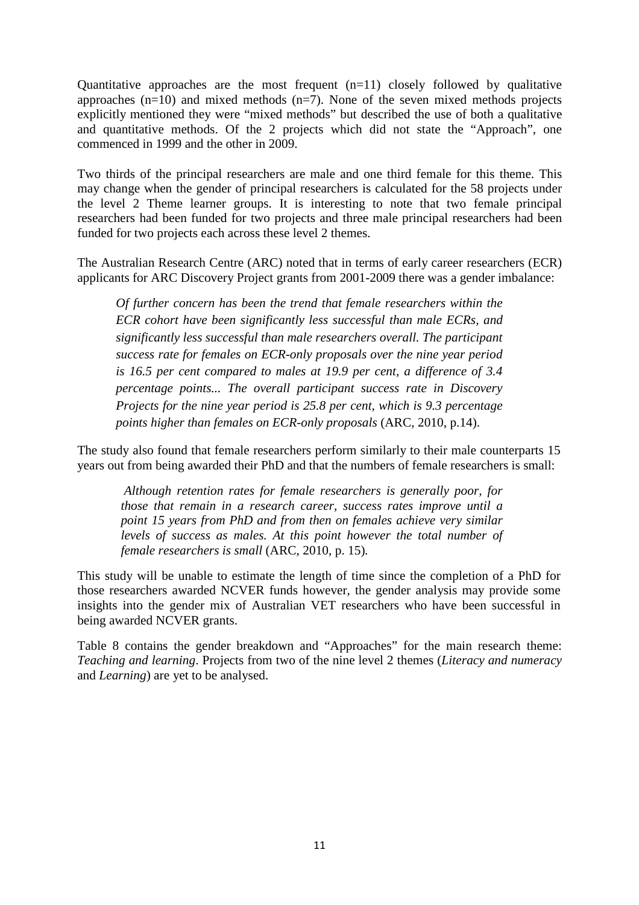Quantitative approaches are the most frequent (n=11) closely followed by qualitative approaches (n=10) and mixed methods (n=7). None of the seven mixed methods projects explicitly mentioned they were "mixed methods" but described the use of both a qualitative and quantitative methods. Of the 2 projects which did not state the "Approach", one commenced in 1999 and the other in 2009.

Two thirds of the principal researchers are male and one third female for this theme. This may change when the gender of principal researchers is calculated for the 58 projects under the level 2 Theme learner groups. It is interesting to note that two female principal researchers had been funded for two projects and three male principal researchers had been funded for two projects each across these level 2 themes.

The Australian Research Centre (ARC) noted that in terms of early career researchers (ECR) applicants for ARC Discovery Project grants from 2001-2009 there was a gender imbalance:

> *Of further concern has been the trend that female researchers within the ECR cohort have been significantly less successful than male ECRs, and significantly less successful than male researchers overall. The participant success rate for females on ECR-only proposals over the nine year period is 16.5 per cent compared to males at 19.9 per cent, a difference of 3.4 percentage points... The overall participant success rate in Discovery Projects for the nine year period is 25.8 per cent, which is 9.3 percentage points higher than females on ECR-only proposals* (ARC, 2010, p.14).

The study also found that female researchers perform similarly to their male counterparts 15 years out from being awarded their PhD and that the numbers of female researchers is small:

> *Although retention rates for female researchers is generally poor, for those that remain in a research career, success rates improve until a point 15 years from PhD and from then on females achieve very similar levels of success as males. At this point however the total number of female researchers is small* (ARC, 2010, p. 15).

This study will be unable to estimate the length of time since the completion of a PhD for those researchers awarded NCVER funds however, the gender analysis may provide some insights into the gender mix of Australian VET researchers who have been successful in being awarded NCVER grants.

Table 8 contains the gender breakdown and "Approaches" for the main research theme: *Teaching and learning*. Projects from two of the nine level 2 themes (*Literacy and numeracy* and *Learning*) are yet to be analysed.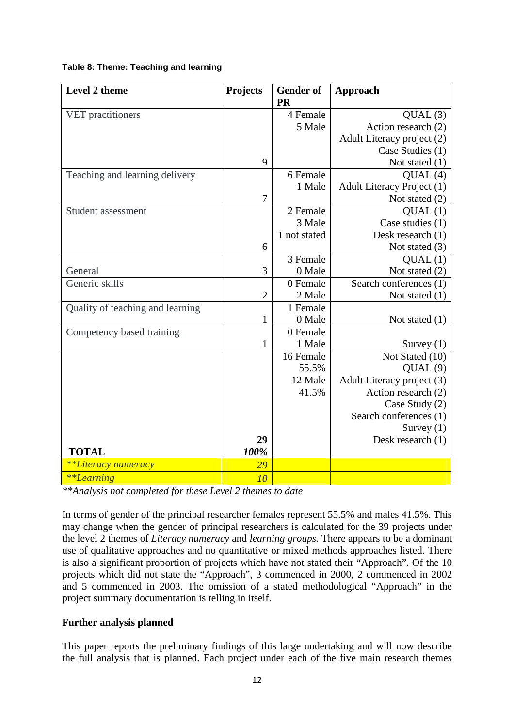**Table 8: Theme: Teaching and learning**

| Level 2 theme | Projects | Gender of PR | Approach |
|---|---|---|---|
| VET practitioners | 9 | 4 Female<br>5 Male | QUAL (3)<br>Action research (2)<br>Adult Literacy project (2)<br>Case Studies (1)<br>Not stated (1) |
| Teaching and learning delivery | 7 | 6 Female<br>1 Male | QUAL (4)<br>Adult Literacy Project (1)<br>Not stated (2) |
| Student assessment | 6 | 2 Female<br>3 Male<br>1 not stated | QUAL (1)<br>Case studies (1)<br>Desk research (1)<br>Not stated (3) |
| General | 3 | 3 Female<br>0 Male | QUAL (1)<br>Not stated (2) |
| Generic skills | 2 | 0 Female<br>2 Male | Search conferences (1)<br>Not stated (1) |
| Quality of teaching and learning | 1 | 1 Female<br>0 Male | Not stated (1) |
| Competency based training | 1 | 0 Female<br>1 Male | Survey (1) |
| **TOTAL** | **29**<br>***100%*** | 16 Female<br>55.5%<br>12 Male<br>41.5% | Not Stated (10)<br>QUAL (9)<br>Adult Literacy project (3)<br>Action research (2)<br>Case Study (2)<br>Search conferences (1)<br>Survey (1)<br>Desk research (1) |
| *\*\*Literacy numeracy* | *29* | | |
| *\*\*Learning* | *10* | | |

*\*\*Analysis not completed for these Level 2 themes to date*

In terms of gender of the principal researcher females represent 55.5% and males 41.5%. This may change when the gender of principal researchers is calculated for the 39 projects under the level 2 themes of *Literacy numeracy* and *learning groups*. There appears to be a dominant use of qualitative approaches and no quantitative or mixed methods approaches listed. There is also a significant proportion of projects which have not stated their "Approach". Of the 10 projects which did not state the "Approach", 3 commenced in 2000, 2 commenced in 2002 and 5 commenced in 2003. The omission of a stated methodological "Approach" in the project summary documentation is telling in itself.

**Further analysis planned**

This paper reports the preliminary findings of this large undertaking and will now describe the full analysis that is planned. Each project under each of the five main research themes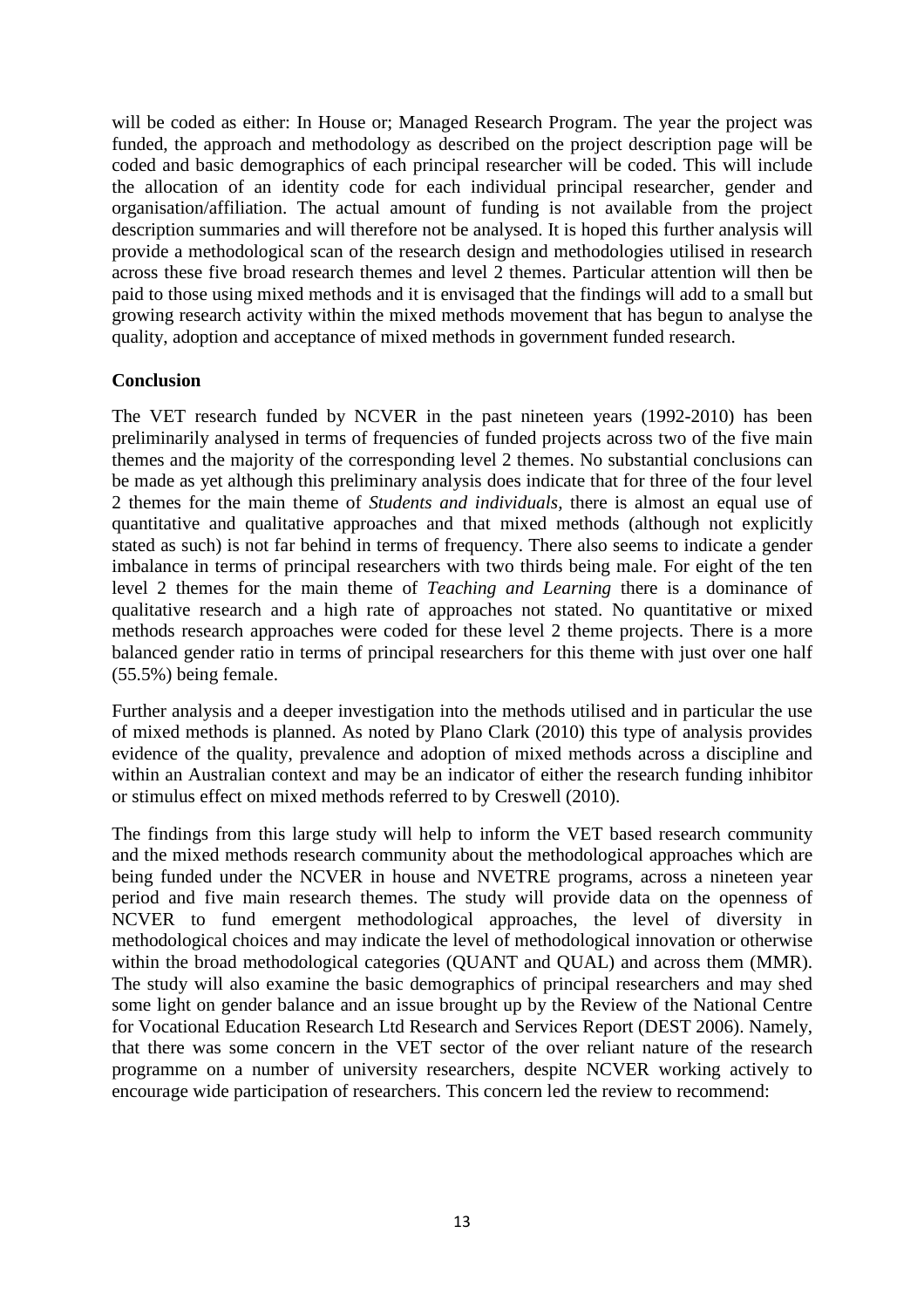will be coded as either: In House or; Managed Research Program. The year the project was funded, the approach and methodology as described on the project description page will be coded and basic demographics of each principal researcher will be coded. This will include the allocation of an identity code for each individual principal researcher, gender and organisation/affiliation. The actual amount of funding is not available from the project description summaries and will therefore not be analysed. It is hoped this further analysis will provide a methodological scan of the research design and methodologies utilised in research across these five broad research themes and level 2 themes. Particular attention will then be paid to those using mixed methods and it is envisaged that the findings will add to a small but growing research activity within the mixed methods movement that has begun to analyse the quality, adoption and acceptance of mixed methods in government funded research.

**Conclusion**

The VET research funded by NCVER in the past nineteen years (1992-2010) has been preliminarily analysed in terms of frequencies of funded projects across two of the five main themes and the majority of the corresponding level 2 themes. No substantial conclusions can be made as yet although this preliminary analysis does indicate that for three of the four level 2 themes for the main theme of *Students and individuals,* there is almost an equal use of quantitative and qualitative approaches and that mixed methods (although not explicitly stated as such) is not far behind in terms of frequency. There also seems to indicate a gender imbalance in terms of principal researchers with two thirds being male. For eight of the ten level 2 themes for the main theme of *Teaching and Learning* there is a dominance of qualitative research and a high rate of approaches not stated. No quantitative or mixed methods research approaches were coded for these level 2 theme projects. There is a more balanced gender ratio in terms of principal researchers for this theme with just over one half (55.5%) being female.

Further analysis and a deeper investigation into the methods utilised and in particular the use of mixed methods is planned. As noted by Plano Clark (2010) this type of analysis provides evidence of the quality, prevalence and adoption of mixed methods across a discipline and within an Australian context and may be an indicator of either the research funding inhibitor or stimulus effect on mixed methods referred to by Creswell (2010).

The findings from this large study will help to inform the VET based research community and the mixed methods research community about the methodological approaches which are being funded under the NCVER in house and NVETRE programs, across a nineteen year period and five main research themes. The study will provide data on the openness of NCVER to fund emergent methodological approaches, the level of diversity in methodological choices and may indicate the level of methodological innovation or otherwise within the broad methodological categories (QUANT and QUAL) and across them (MMR). The study will also examine the basic demographics of principal researchers and may shed some light on gender balance and an issue brought up by the Review of the National Centre for Vocational Education Research Ltd Research and Services Report (DEST 2006). Namely, that there was some concern in the VET sector of the over reliant nature of the research programme on a number of university researchers, despite NCVER working actively to encourage wide participation of researchers. This concern led the review to recommend: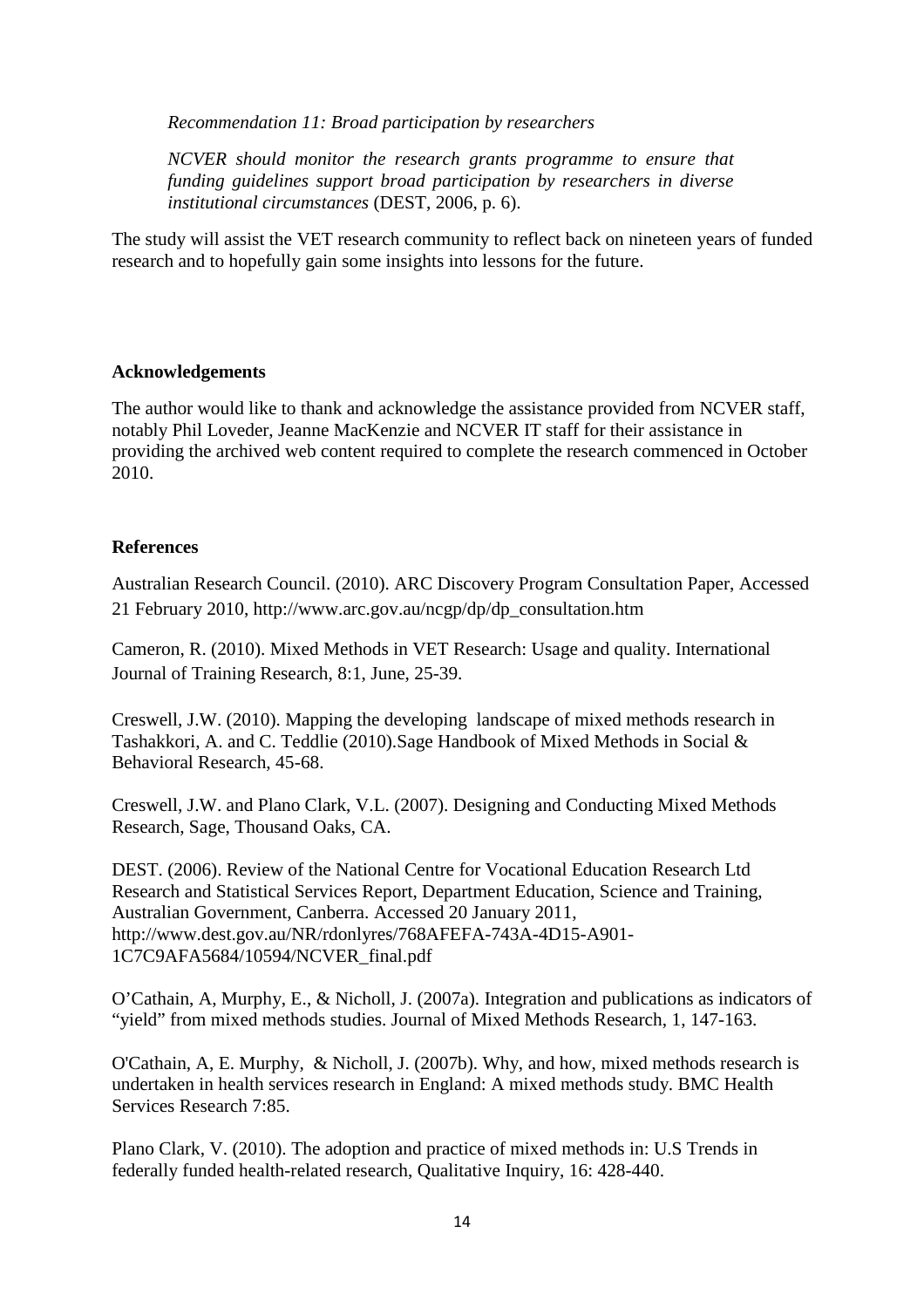*Recommendation 11: Broad participation by researchers*

*NCVER should monitor the research grants programme to ensure that funding guidelines support broad participation by researchers in diverse institutional circumstances* (DEST, 2006, p. 6).

The study will assist the VET research community to reflect back on nineteen years of funded research and to hopefully gain some insights into lessons for the future.

**Acknowledgements**

The author would like to thank and acknowledge the assistance provided from NCVER staff, notably Phil Loveder, Jeanne MacKenzie and NCVER IT staff for their assistance in providing the archived web content required to complete the research commenced in October 2010.

**References**

Australian Research Council. (2010). ARC Discovery Program Consultation Paper, Accessed 21 February 2010, http://www.arc.gov.au/ncgp/dp/dp_consultation.htm

Cameron, R. (2010). Mixed Methods in VET Research: Usage and quality. International Journal of Training Research, 8:1, June, 25-39.

Creswell, J.W. (2010). Mapping the developing landscape of mixed methods research in Tashakkori, A. and C. Teddlie (2010).Sage Handbook of Mixed Methods in Social & Behavioral Research, 45-68.

Creswell, J.W. and Plano Clark, V.L. (2007). Designing and Conducting Mixed Methods Research, Sage, Thousand Oaks, CA.

DEST. (2006). Review of the National Centre for Vocational Education Research Ltd Research and Statistical Services Report, Department Education, Science and Training, Australian Government, Canberra. Accessed 20 January 2011, http://www.dest.gov.au/NR/rdonlyres/768AFEFA-743A-4D15-A901-1C7C9AFA5684/10594/NCVER_final.pdf

O'Cathain, A, Murphy, E., & Nicholl, J. (2007a). Integration and publications as indicators of "yield" from mixed methods studies. Journal of Mixed Methods Research, 1, 147-163.

O'Cathain, A, E. Murphy, & Nicholl, J. (2007b). Why, and how, mixed methods research is undertaken in health services research in England: A mixed methods study. BMC Health Services Research 7:85.

Plano Clark, V. (2010). The adoption and practice of mixed methods in: U.S Trends in federally funded health-related research, Qualitative Inquiry, 16: 428-440.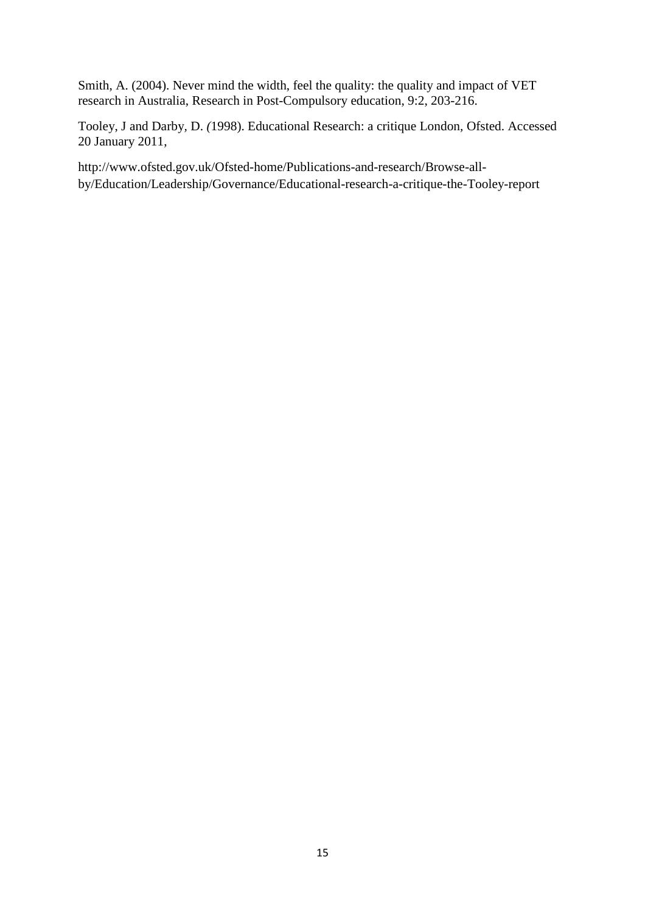Smith, A. (2004). Never mind the width, feel the quality: the quality and impact of VET research in Australia, Research in Post-Compulsory education, 9:2, 203-216.

Tooley, J and Darby, D. *(*1998). Educational Research: a critique London, Ofsted. Accessed 20 January 2011,

http://www.ofsted.gov.uk/Ofsted-home/Publications-and-research/Browse-all-by/Education/Leadership/Governance/Educational-research-a-critique-the-Tooley-report